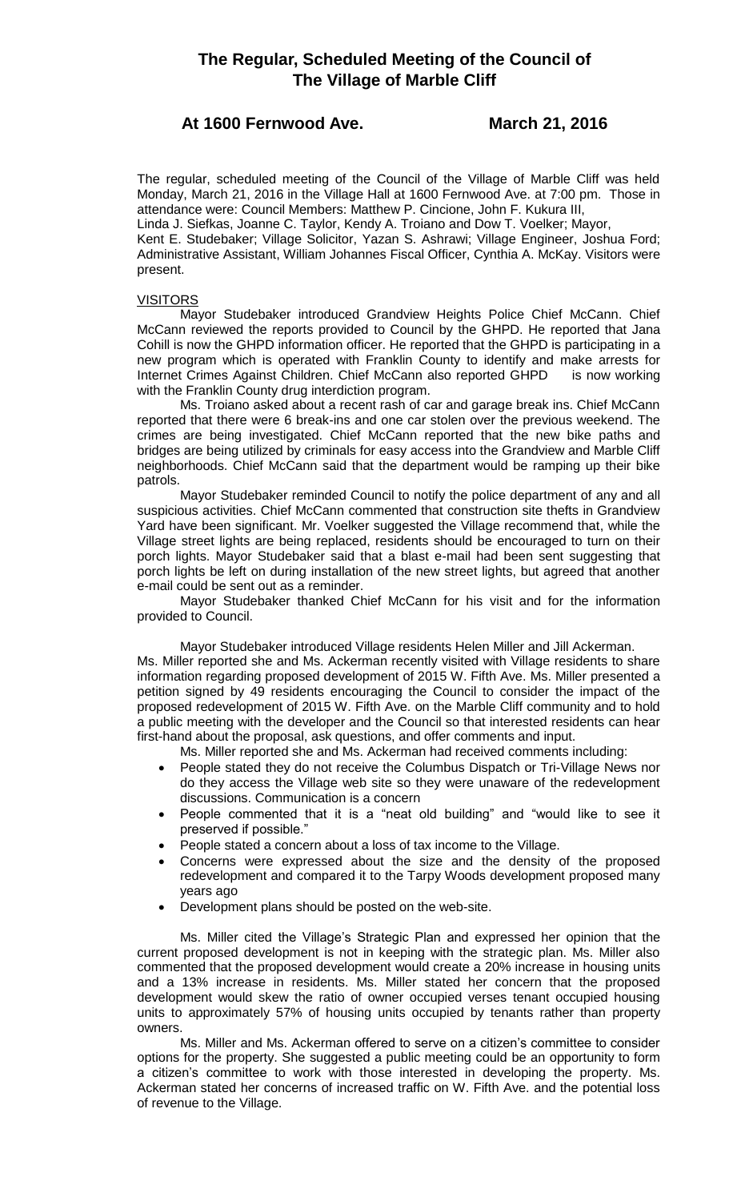# The Regular, Scheduled Meeting of the Council of The Village of Marble Cliff

## At 1600 Fernwood Ave. March 21, 2016

The regular, scheduled meeting of the Council of the Village of Marble Cliff was held Monday, March 21, 2016 in the Village Hall at 1600 Fernwood Ave. at 7:00 pm. Those in attendance were: Council Members: Matthew P. Cincione, John F. Kukura III, Linda J. Siefkas, Joanne C. Taylor, Kendy A. Troiano and Dow T. Voelker; Mayor, Kent E. Studebaker; Village Solicitor, Yazan S. Ashrawi; Village Engineer, Joshua Ford; Administrative Assistant, William Johannes Fiscal Officer, Cynthia A. McKay. Visitors were present.

VISITORS

Mayor Studebaker introduced Grandview Heights Police Chief McCann. Chief McCann reviewed the reports provided to Council by the GHPD. He reported that Jana Cohill is now the GHPD information officer. He reported that the GHPD is participating in a new program which is operated with Franklin County to identify and make arrests for Internet Crimes Against Children. Chief McCann also reported GHPD is now working with the Franklin County drug interdiction program.

Ms. Troiano asked about a recent rash of car and garage break ins. Chief McCann reported that there were 6 break-ins and one car stolen over the previous weekend. The crimes are being investigated. Chief McCann reported that the new bike paths and bridges are being utilized by criminals for easy access into the Grandview and Marble Cliff neighborhoods. Chief McCann said that the department would be ramping up their bike patrols.

Mayor Studebaker reminded Council to notify the police department of any and all suspicious activities. Chief McCann commented that construction site thefts in Grandview Yard have been significant. Mr. Voelker suggested the Village recommend that, while the Village street lights are being replaced, residents should be encouraged to turn on their porch lights. Mayor Studebaker said that a blast e-mail had been sent suggesting that porch lights be left on during installation of the new street lights, but agreed that another e-mail could be sent out as a reminder.

Mayor Studebaker thanked Chief McCann for his visit and for the information provided to Council.

Mayor Studebaker introduced Village residents Helen Miller and Jill Ackerman. Ms. Miller reported she and Ms. Ackerman recently visited with Village residents to share information regarding proposed development of 2015 W. Fifth Ave. Ms. Miller presented a petition signed by 49 residents encouraging the Council to consider the impact of the proposed redevelopment of 2015 W. Fifth Ave. on the Marble Cliff community and to hold a public meeting with the developer and the Council so that interested residents can hear first-hand about the proposal, ask questions, and offer comments and input.

Ms. Miller reported she and Ms. Ackerman had received comments including:

- People stated they do not receive the Columbus Dispatch or Tri-Village News nor do they access the Village web site so they were unaware of the redevelopment discussions. Communication is a concern
- People commented that it is a "neat old building" and "would like to see it preserved if possible."
- People stated a concern about a loss of tax income to the Village.
- Concerns were expressed about the size and the density of the proposed redevelopment and compared it to the Tarpy Woods development proposed many years ago
- Development plans should be posted on the web-site.

Ms. Miller cited the Village's Strategic Plan and expressed her opinion that the current proposed development is not in keeping with the strategic plan. Ms. Miller also commented that the proposed development would create a 20% increase in housing units and a 13% increase in residents. Ms. Miller stated her concern that the proposed development would skew the ratio of owner occupied verses tenant occupied housing units to approximately 57% of housing units occupied by tenants rather than property owners.

Ms. Miller and Ms. Ackerman offered to serve on a citizen's committee to consider options for the property. She suggested a public meeting could be an opportunity to form a citizen's committee to work with those interested in developing the property. Ms. Ackerman stated her concerns of increased traffic on W. Fifth Ave. and the potential loss of revenue to the Village.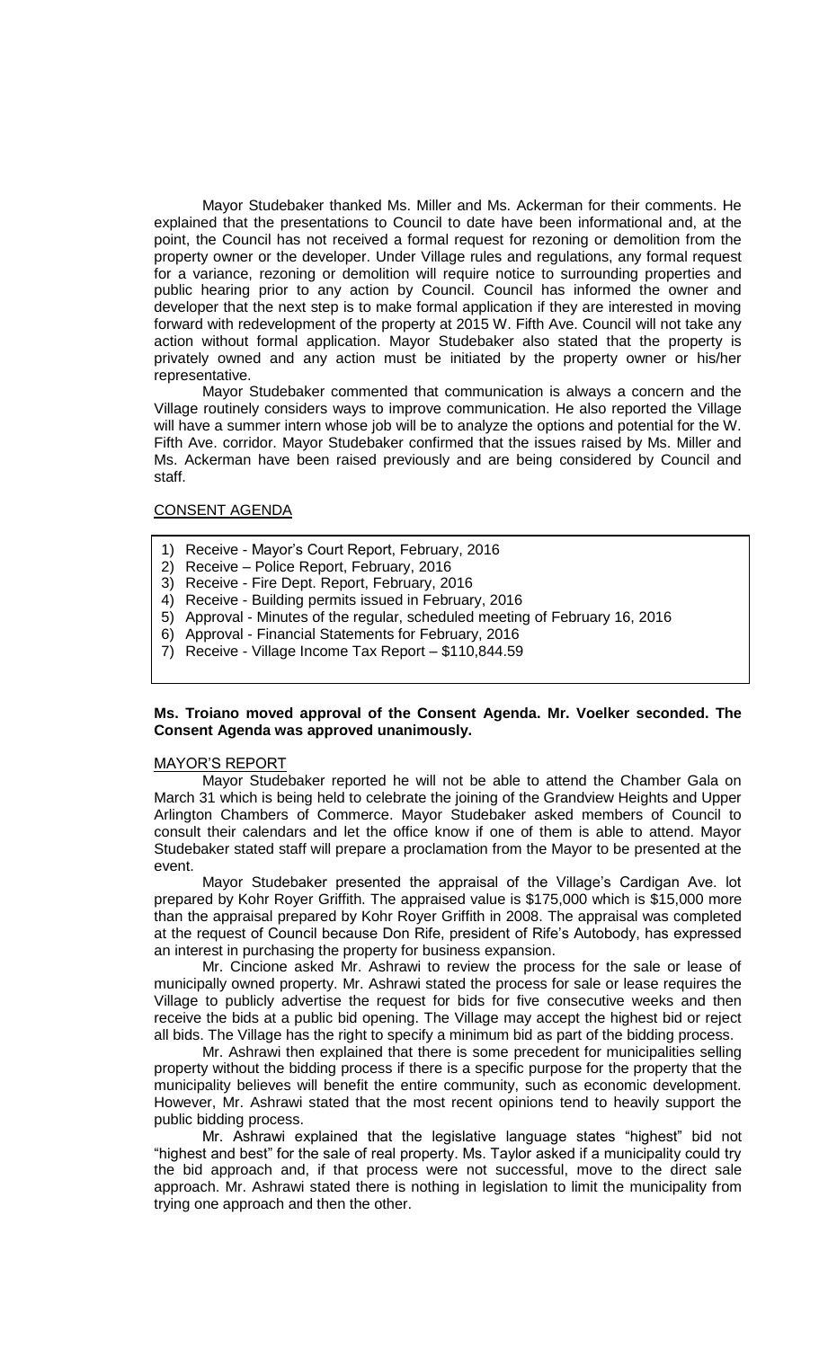Mayor Studebaker thanked Ms. Miller and Ms. Ackerman for their comments. He explained that the presentations to Council to date have been informational and, at the point, the Council has not received a formal request for rezoning or demolition from the property owner or the developer. Under Village rules and regulations, any formal request for a variance, rezoning or demolition will require notice to surrounding properties and public hearing prior to any action by Council. Council has informed the owner and developer that the next step is to make formal application if they are interested in moving forward with redevelopment of the property at 2015 W. Fifth Ave. Council will not take any action without formal application. Mayor Studebaker also stated that the property is privately owned and any action must be initiated by the property owner or his/her representative.

Mayor Studebaker commented that communication is always a concern and the Village routinely considers ways to improve communication. He also reported the Village will have a summer intern whose job will be to analyze the options and potential for the W. Fifth Ave. corridor. Mayor Studebaker confirmed that the issues raised by Ms. Miller and Ms. Ackerman have been raised previously and are being considered by Council and staff.

## CONSENT AGENDA

1) Receive - Mayor's Court Report, February, 2016
2) Receive – Police Report, February, 2016
3) Receive - Fire Dept. Report, February, 2016
4) Receive - Building permits issued in February, 2016
5) Approval - Minutes of the regular, scheduled meeting of February 16, 2016
6) Approval - Financial Statements for February, 2016
7) Receive - Village Income Tax Report – $110,844.59

**Ms. Troiano moved approval of the Consent Agenda. Mr. Voelker seconded. The Consent Agenda was approved unanimously.**

## MAYOR'S REPORT

Mayor Studebaker reported he will not be able to attend the Chamber Gala on March 31 which is being held to celebrate the joining of the Grandview Heights and Upper Arlington Chambers of Commerce. Mayor Studebaker asked members of Council to consult their calendars and let the office know if one of them is able to attend. Mayor Studebaker stated staff will prepare a proclamation from the Mayor to be presented at the event.

Mayor Studebaker presented the appraisal of the Village's Cardigan Ave. lot prepared by Kohr Royer Griffith. The appraised value is $175,000 which is $15,000 more than the appraisal prepared by Kohr Royer Griffith in 2008. The appraisal was completed at the request of Council because Don Rife, president of Rife's Autobody, has expressed an interest in purchasing the property for business expansion.

Mr. Cincione asked Mr. Ashrawi to review the process for the sale or lease of municipally owned property. Mr. Ashrawi stated the process for sale or lease requires the Village to publicly advertise the request for bids for five consecutive weeks and then receive the bids at a public bid opening. The Village may accept the highest bid or reject all bids. The Village has the right to specify a minimum bid as part of the bidding process.

Mr. Ashrawi then explained that there is some precedent for municipalities selling property without the bidding process if there is a specific purpose for the property that the municipality believes will benefit the entire community, such as economic development. However, Mr. Ashrawi stated that the most recent opinions tend to heavily support the public bidding process.

Mr. Ashrawi explained that the legislative language states "highest" bid not "highest and best" for the sale of real property. Ms. Taylor asked if a municipality could try the bid approach and, if that process were not successful, move to the direct sale approach. Mr. Ashrawi stated there is nothing in legislation to limit the municipality from trying one approach and then the other.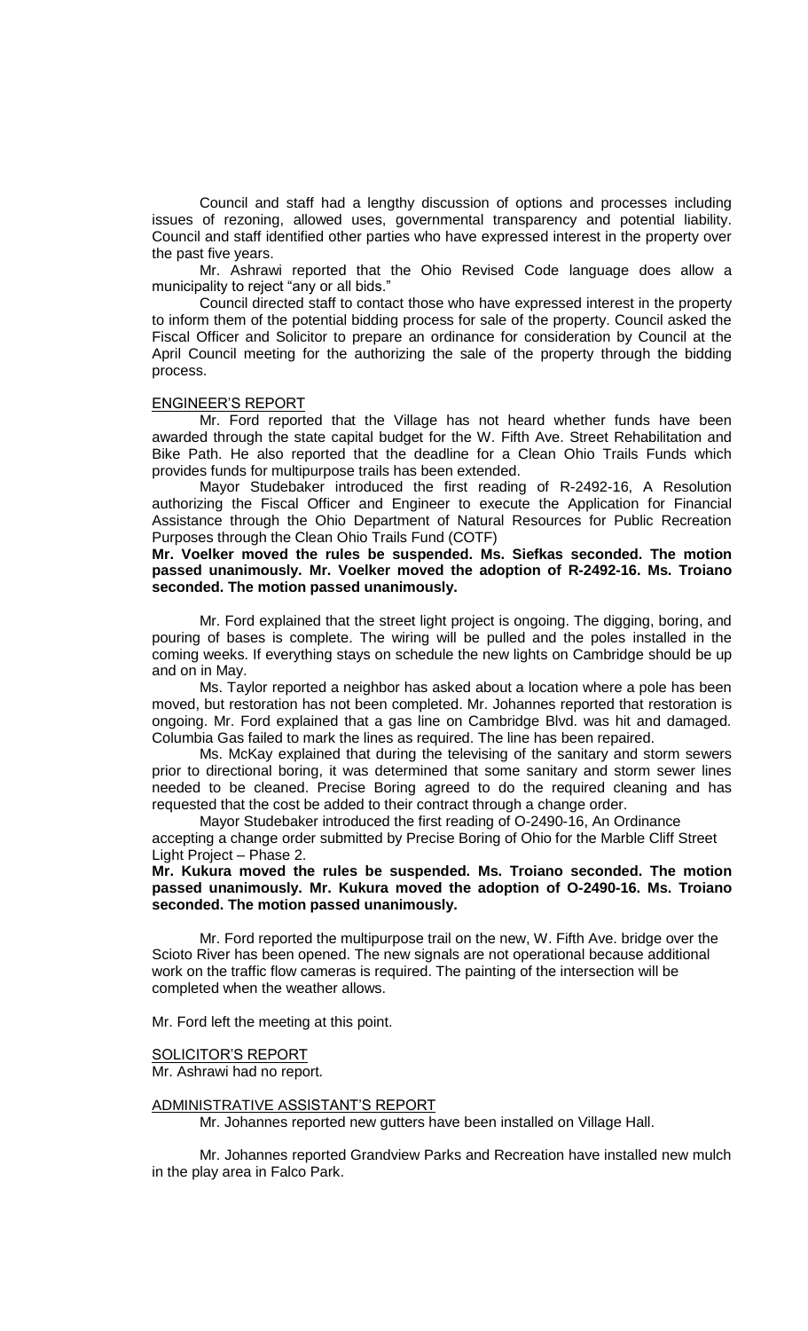Council and staff had a lengthy discussion of options and processes including issues of rezoning, allowed uses, governmental transparency and potential liability. Council and staff identified other parties who have expressed interest in the property over the past five years.

Mr. Ashrawi reported that the Ohio Revised Code language does allow a municipality to reject "any or all bids."

Council directed staff to contact those who have expressed interest in the property to inform them of the potential bidding process for sale of the property. Council asked the Fiscal Officer and Solicitor to prepare an ordinance for consideration by Council at the April Council meeting for the authorizing the sale of the property through the bidding process.

ENGINEER'S REPORT

Mr. Ford reported that the Village has not heard whether funds have been awarded through the state capital budget for the W. Fifth Ave. Street Rehabilitation and Bike Path. He also reported that the deadline for a Clean Ohio Trails Funds which provides funds for multipurpose trails has been extended.

Mayor Studebaker introduced the first reading of R-2492-16, A Resolution authorizing the Fiscal Officer and Engineer to execute the Application for Financial Assistance through the Ohio Department of Natural Resources for Public Recreation Purposes through the Clean Ohio Trails Fund (COTF)

**Mr. Voelker moved the rules be suspended. Ms. Siefkas seconded. The motion passed unanimously. Mr. Voelker moved the adoption of R-2492-16. Ms. Troiano seconded. The motion passed unanimously.**

Mr. Ford explained that the street light project is ongoing. The digging, boring, and pouring of bases is complete. The wiring will be pulled and the poles installed in the coming weeks. If everything stays on schedule the new lights on Cambridge should be up and on in May.

Ms. Taylor reported a neighbor has asked about a location where a pole has been moved, but restoration has not been completed. Mr. Johannes reported that restoration is ongoing. Mr. Ford explained that a gas line on Cambridge Blvd. was hit and damaged. Columbia Gas failed to mark the lines as required. The line has been repaired.

Ms. McKay explained that during the televising of the sanitary and storm sewers prior to directional boring, it was determined that some sanitary and storm sewer lines needed to be cleaned. Precise Boring agreed to do the required cleaning and has requested that the cost be added to their contract through a change order.

Mayor Studebaker introduced the first reading of O-2490-16, An Ordinance accepting a change order submitted by Precise Boring of Ohio for the Marble Cliff Street Light Project – Phase 2.

**Mr. Kukura moved the rules be suspended. Ms. Troiano seconded. The motion passed unanimously. Mr. Kukura moved the adoption of O-2490-16. Ms. Troiano seconded. The motion passed unanimously.**

Mr. Ford reported the multipurpose trail on the new, W. Fifth Ave. bridge over the Scioto River has been opened. The new signals are not operational because additional work on the traffic flow cameras is required. The painting of the intersection will be completed when the weather allows.

Mr. Ford left the meeting at this point.

SOLICITOR'S REPORT

Mr. Ashrawi had no report.

ADMINISTRATIVE ASSISTANT'S REPORT

Mr. Johannes reported new gutters have been installed on Village Hall.

Mr. Johannes reported Grandview Parks and Recreation have installed new mulch in the play area in Falco Park.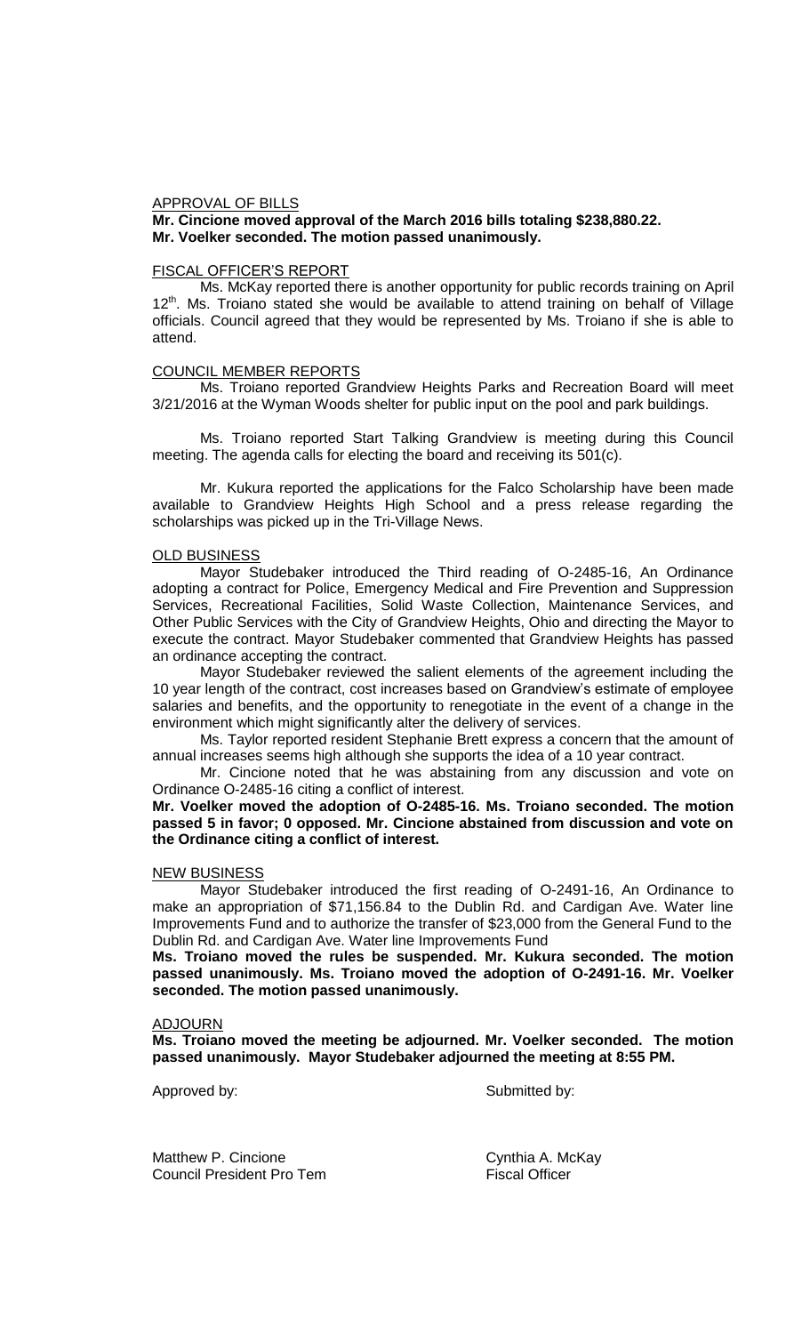## APPROVAL OF BILLS

**Mr. Cincione moved approval of the March 2016 bills totaling $238,880.22. Mr. Voelker seconded. The motion passed unanimously.**

## FISCAL OFFICER'S REPORT

Ms. McKay reported there is another opportunity for public records training on April 12th. Ms. Troiano stated she would be available to attend training on behalf of Village officials. Council agreed that they would be represented by Ms. Troiano if she is able to attend.

## COUNCIL MEMBER REPORTS

Ms. Troiano reported Grandview Heights Parks and Recreation Board will meet 3/21/2016 at the Wyman Woods shelter for public input on the pool and park buildings.

Ms. Troiano reported Start Talking Grandview is meeting during this Council meeting. The agenda calls for electing the board and receiving its 501(c).

Mr. Kukura reported the applications for the Falco Scholarship have been made available to Grandview Heights High School and a press release regarding the scholarships was picked up in the Tri-Village News.

## OLD BUSINESS

Mayor Studebaker introduced the Third reading of O-2485-16, An Ordinance adopting a contract for Police, Emergency Medical and Fire Prevention and Suppression Services, Recreational Facilities, Solid Waste Collection, Maintenance Services, and Other Public Services with the City of Grandview Heights, Ohio and directing the Mayor to execute the contract. Mayor Studebaker commented that Grandview Heights has passed an ordinance accepting the contract.

Mayor Studebaker reviewed the salient elements of the agreement including the 10 year length of the contract, cost increases based on Grandview's estimate of employee salaries and benefits, and the opportunity to renegotiate in the event of a change in the environment which might significantly alter the delivery of services.

Ms. Taylor reported resident Stephanie Brett express a concern that the amount of annual increases seems high although she supports the idea of a 10 year contract.

Mr. Cincione noted that he was abstaining from any discussion and vote on Ordinance O-2485-16 citing a conflict of interest.

**Mr. Voelker moved the adoption of O-2485-16. Ms. Troiano seconded. The motion passed 5 in favor; 0 opposed. Mr. Cincione abstained from discussion and vote on the Ordinance citing a conflict of interest.**

## NEW BUSINESS

Mayor Studebaker introduced the first reading of O-2491-16, An Ordinance to make an appropriation of $71,156.84 to the Dublin Rd. and Cardigan Ave. Water line Improvements Fund and to authorize the transfer of $23,000 from the General Fund to the Dublin Rd. and Cardigan Ave. Water line Improvements Fund

**Ms. Troiano moved the rules be suspended. Mr. Kukura seconded. The motion passed unanimously. Ms. Troiano moved the adoption of O-2491-16. Mr. Voelker seconded. The motion passed unanimously.**

## ADJOURN

**Ms. Troiano moved the meeting be adjourned. Mr. Voelker seconded. The motion passed unanimously. Mayor Studebaker adjourned the meeting at 8:55 PM.**

Approved by: Submitted by:

Matthew P. Cincione
Council President Pro Tem

Cynthia A. McKay
Fiscal Officer